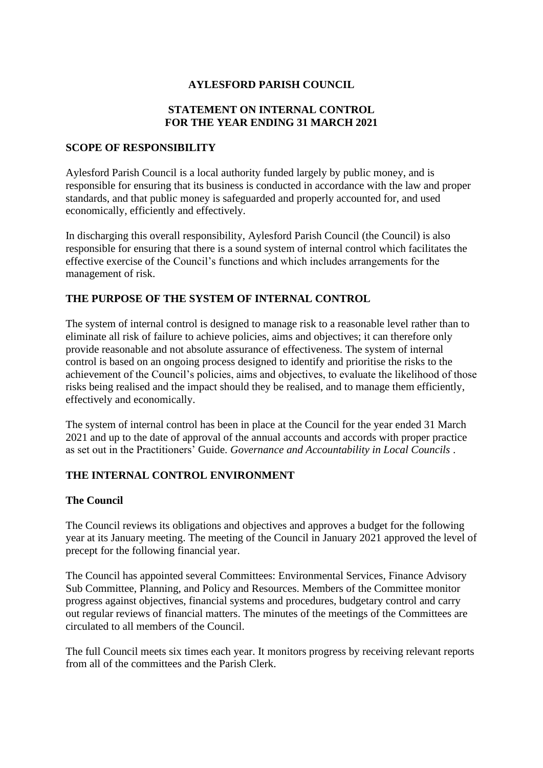# AYLESFORD PARISH COUNCIL

## STATEMENT ON INTERNAL CONTROL FOR THE YEAR ENDING 31 MARCH 2021

### SCOPE OF RESPONSIBILITY

Aylesford Parish Council is a local authority funded largely by public money, and is responsible for ensuring that its business is conducted in accordance with the law and proper standards, and that public money is safeguarded and properly accounted for, and used economically, efficiently and effectively.

In discharging this overall responsibility, Aylesford Parish Council (the Council) is also responsible for ensuring that there is a sound system of internal control which facilitates the effective exercise of the Council's functions and which includes arrangements for the management of risk.

### THE PURPOSE OF THE SYSTEM OF INTERNAL CONTROL

The system of internal control is designed to manage risk to a reasonable level rather than to eliminate all risk of failure to achieve policies, aims and objectives; it can therefore only provide reasonable and not absolute assurance of effectiveness. The system of internal control is based on an ongoing process designed to identify and prioritise the risks to the achievement of the Council's policies, aims and objectives, to evaluate the likelihood of those risks being realised and the impact should they be realised, and to manage them efficiently, effectively and economically.

The system of internal control has been in place at the Council for the year ended 31 March 2021 and up to the date of approval of the annual accounts and accords with proper practice as set out in the Practitioners' Guide. *Governance and Accountability in Local Councils* .

### THE INTERNAL CONTROL ENVIRONMENT

#### The Council

The Council reviews its obligations and objectives and approves a budget for the following year at its January meeting. The meeting of the Council in January 2021 approved the level of precept for the following financial year.

The Council has appointed several Committees: Environmental Services, Finance Advisory Sub Committee, Planning, and Policy and Resources. Members of the Committee monitor progress against objectives, financial systems and procedures, budgetary control and carry out regular reviews of financial matters. The minutes of the meetings of the Committees are circulated to all members of the Council.

The full Council meets six times each year. It monitors progress by receiving relevant reports from all of the committees and the Parish Clerk.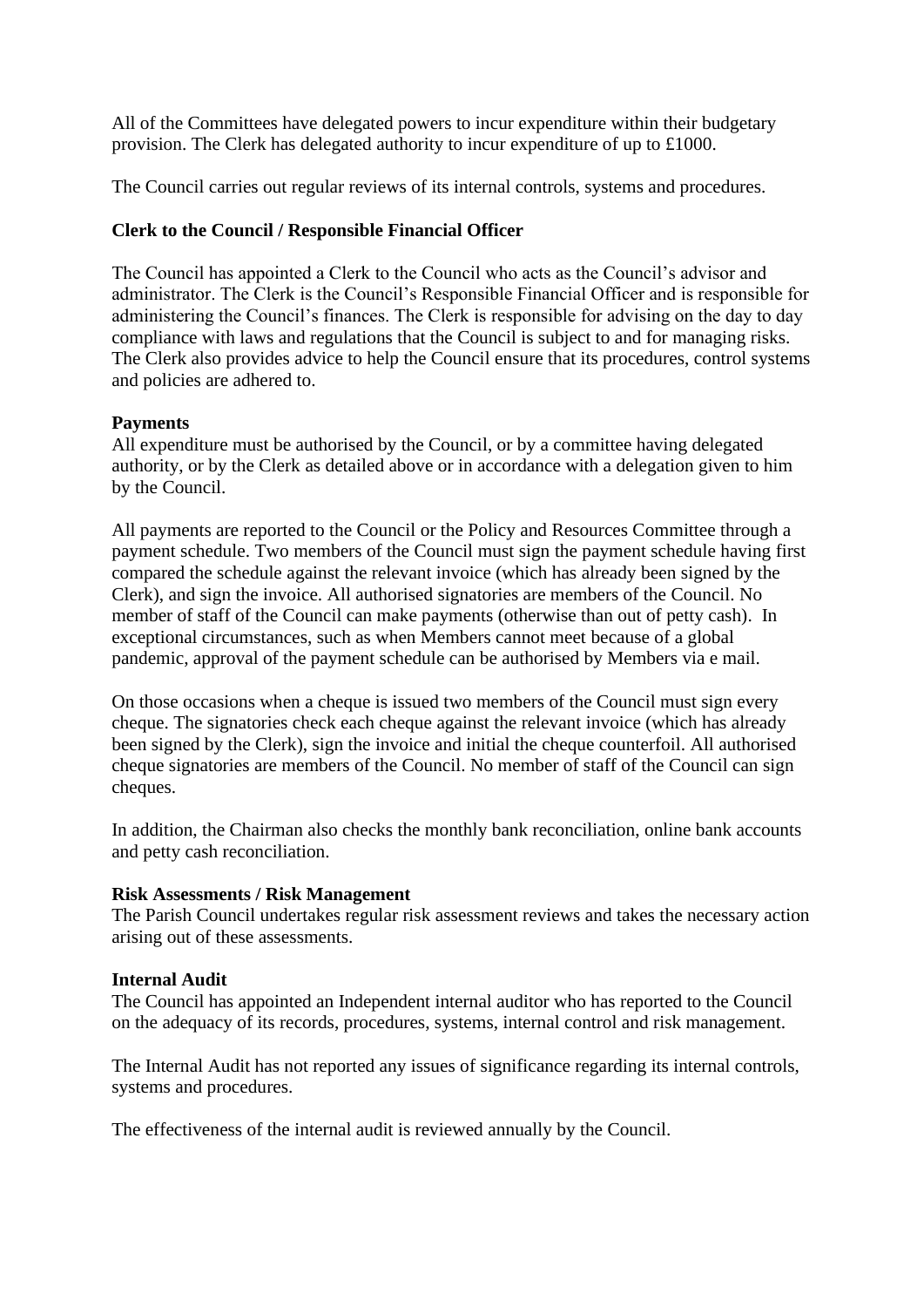All of the Committees have delegated powers to incur expenditure within their budgetary provision. The Clerk has delegated authority to incur expenditure of up to £1000.

The Council carries out regular reviews of its internal controls, systems and procedures.

**Clerk to the Council / Responsible Financial Officer**

The Council has appointed a Clerk to the Council who acts as the Council's advisor and administrator. The Clerk is the Council's Responsible Financial Officer and is responsible for administering the Council's finances. The Clerk is responsible for advising on the day to day compliance with laws and regulations that the Council is subject to and for managing risks. The Clerk also provides advice to help the Council ensure that its procedures, control systems and policies are adhered to.

**Payments**

All expenditure must be authorised by the Council, or by a committee having delegated authority, or by the Clerk as detailed above or in accordance with a delegation given to him by the Council.

All payments are reported to the Council or the Policy and Resources Committee through a payment schedule. Two members of the Council must sign the payment schedule having first compared the schedule against the relevant invoice (which has already been signed by the Clerk), and sign the invoice. All authorised signatories are members of the Council. No member of staff of the Council can make payments (otherwise than out of petty cash). In exceptional circumstances, such as when Members cannot meet because of a global pandemic, approval of the payment schedule can be authorised by Members via e mail.

On those occasions when a cheque is issued two members of the Council must sign every cheque. The signatories check each cheque against the relevant invoice (which has already been signed by the Clerk), sign the invoice and initial the cheque counterfoil. All authorised cheque signatories are members of the Council. No member of staff of the Council can sign cheques.

In addition, the Chairman also checks the monthly bank reconciliation, online bank accounts and petty cash reconciliation.

**Risk Assessments / Risk Management**

The Parish Council undertakes regular risk assessment reviews and takes the necessary action arising out of these assessments.

**Internal Audit**

The Council has appointed an Independent internal auditor who has reported to the Council on the adequacy of its records, procedures, systems, internal control and risk management.

The Internal Audit has not reported any issues of significance regarding its internal controls, systems and procedures.

The effectiveness of the internal audit is reviewed annually by the Council.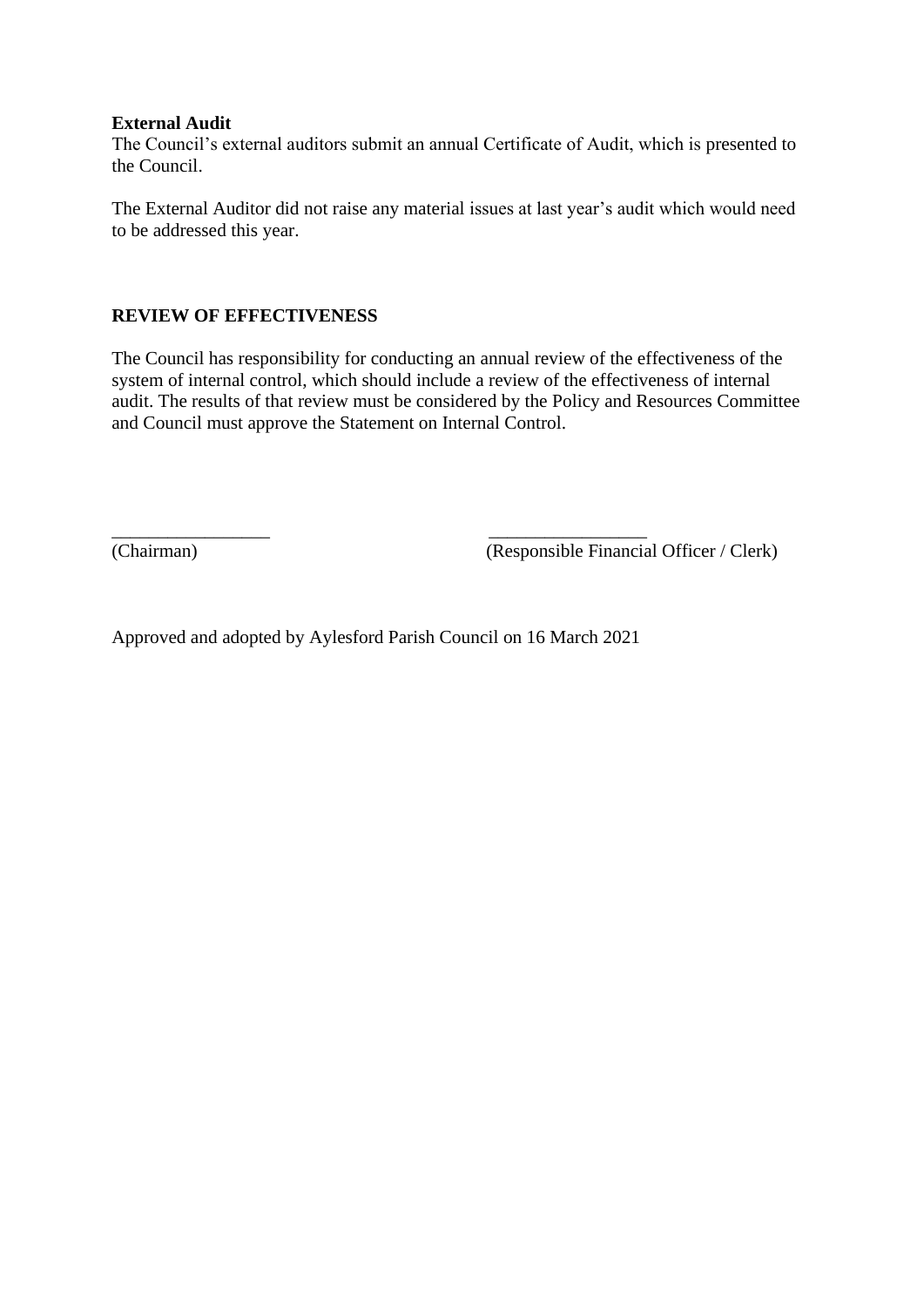**External Audit**
The Council's external auditors submit an annual Certificate of Audit, which is presented to the Council.

The External Auditor did not raise any material issues at last year's audit which would need to be addressed this year.

## REVIEW OF EFFECTIVENESS

The Council has responsibility for conducting an annual review of the effectiveness of the system of internal control, which should include a review of the effectiveness of internal audit. The results of that review must be considered by the Policy and Resources Committee and Council must approve the Statement on Internal Control.

| | |
|---|---|
| _________________ | _________________ |
| (Chairman) | (Responsible Financial Officer / Clerk) |

Approved and adopted by Aylesford Parish Council on 16 March 2021